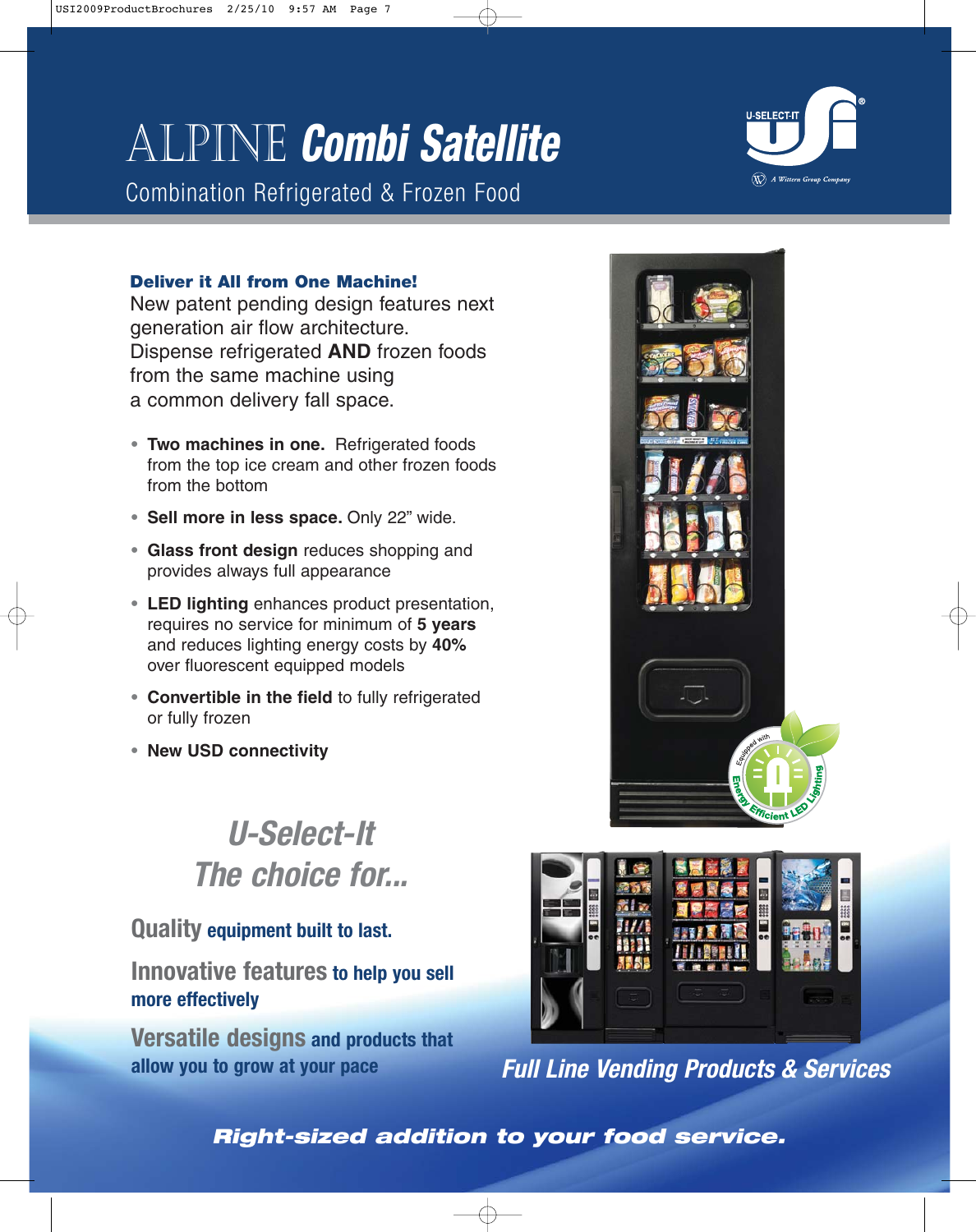# ALPINE *Combi Satellite*

Combination Refrigerated & Frozen Food

**Deliver it All from One Machine!**

New patent pending design features next generation air flow architecture. Dispense refrigerated **AND** frozen foods from the same machine using a common delivery fall space.

- **Two machines in one.** Refrigerated foods from the top ice cream and other frozen foods from the bottom
- **Sell more in less space.** Only 22" wide.
- **Glass front design** reduces shopping and provides always full appearance
- **LED lighting** enhances product presentation, requires no service for minimum of **5 years** and reduces lighting energy costs by **40%** over fluorescent equipped models
- **Convertible in the field** to fully refrigerated or fully frozen
- **New USD connectivity**

Equipped with Energy Efficient LED Lighting

## *U-Select-It The choice for...*

**Quality** equipment built to last.

**Innovative features** to help you sell more effectively

**Versatile designs** and products that allow you to grow at your pace

***Full Line Vending Products & Services***

***Right-sized addition to your food service.***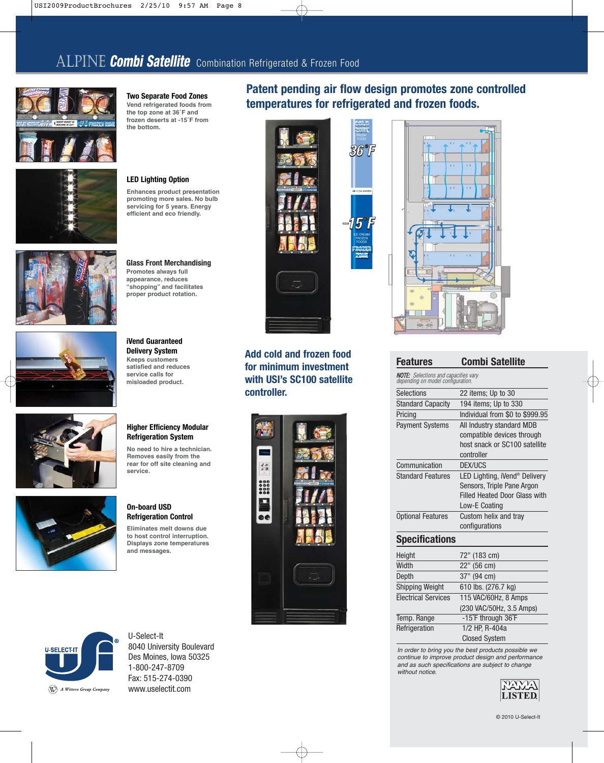# ALPINE *Combi Satellite* Combination Refrigerated & Frozen Food

**Two Separate Food Zones**
Vend refrigerated foods from the top zone at 36˚F and frozen deserts at -15˚F from the bottom.

**LED Lighting Option**
Enhances product presentation promoting more sales. No bulb servicing for 5 years. Energy efficient and eco friendly.

**Glass Front Merchandising**
Promotes always full appearance, reduces "shopping" and facilitates proper product rotation.

**iVend Guaranteed Delivery System**
Keeps customers satisfied and reduces service calls for misloaded product.

**Higher Efficiency Modular Refrigeration System**
No need to hire a technician. Removes easily from the rear for off site cleaning and service.

**On-board USD Refrigeration Control**
Eliminates melt downs due to host control interruption. Displays zone temperatures and messages.

## Patent pending air flow design promotes zone controlled temperatures for refrigerated and frozen foods.

36˚F
COLD ZONE FRESH FOOD

-15˚F
ICE CREAM FROZEN FOODS FROZEN ZONE

## Add cold and frozen food for minimum investment with USI's SC100 satellite controller.

| Features | Combi Satellite |
|---|---|
| *NOTE: Selections and capacities vary depending on model configuration.* | |
| Selections | 22 items; Up to 30 |
| Standard Capacity | 194 items; Up to 330 |
| Pricing | Individual from $0 to $999.95 |
| Payment Systems | All Industry standard MDB compatible devices through host snack or SC100 satellite controller |
| Communication | DEX/UCS |
| Standard Features | LED Lighting, iVend® Delivery Sensors, Triple Pane Argon Filled Heated Door Glass with Low-E Coating |
| Optional Features | Custom helix and tray configurations |

## Specifications

| | |
|---|---|
| Height | 72" (183 cm) |
| Width | 22" (56 cm) |
| Depth | 37" (94 cm) |
| Shipping Weight | 610 lbs. (276.7 kg) |
| Electrical Services | 115 VAC/60Hz, 8 Amps (230 VAC/50Hz, 3.5 Amps) |
| Temp. Range | -15˚F through 36˚F |
| Refrigeration | 1/2 HP, R-404a Closed System |

*In order to bring you the best products possible we continue to improve product design and performance and as such specifications are subject to change without notice.*

NAMA LISTED

U-SELECT-IT
A Wittern Group Company

U-Select-It
8040 University Boulevard
Des Moines, Iowa 50325
1-800-247-8709
Fax: 515-274-0390
www.uselectit.com

© 2010 U-Select-It